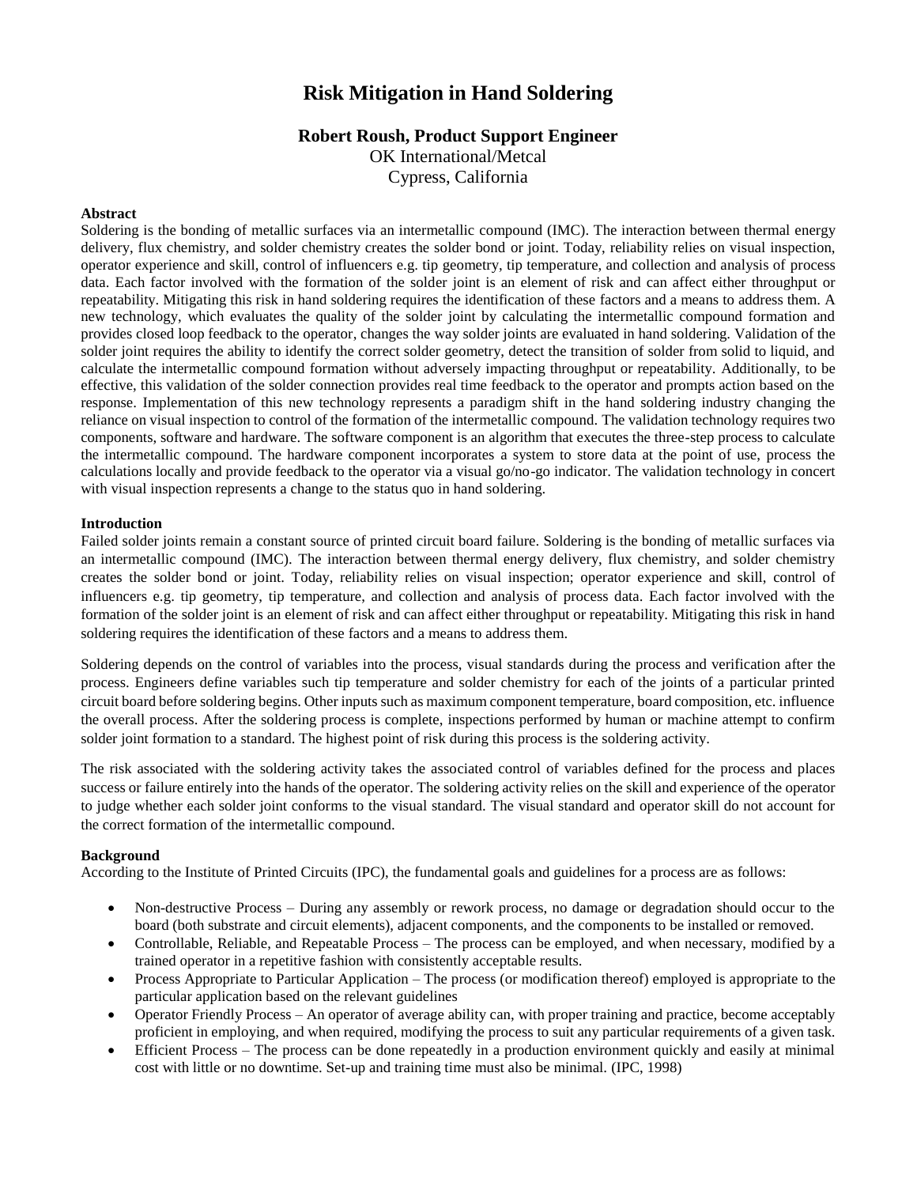# Risk Mitigation in Hand Soldering

**Robert Roush, Product Support Engineer**
OK International/Metcal
Cypress, California

## Abstract

Soldering is the bonding of metallic surfaces via an intermetallic compound (IMC). The interaction between thermal energy delivery, flux chemistry, and solder chemistry creates the solder bond or joint. Today, reliability relies on visual inspection, operator experience and skill, control of influencers e.g. tip geometry, tip temperature, and collection and analysis of process data. Each factor involved with the formation of the solder joint is an element of risk and can affect either throughput or repeatability. Mitigating this risk in hand soldering requires the identification of these factors and a means to address them. A new technology, which evaluates the quality of the solder joint by calculating the intermetallic compound formation and provides closed loop feedback to the operator, changes the way solder joints are evaluated in hand soldering. Validation of the solder joint requires the ability to identify the correct solder geometry, detect the transition of solder from solid to liquid, and calculate the intermetallic compound formation without adversely impacting throughput or repeatability. Additionally, to be effective, this validation of the solder connection provides real time feedback to the operator and prompts action based on the response. Implementation of this new technology represents a paradigm shift in the hand soldering industry changing the reliance on visual inspection to control of the formation of the intermetallic compound. The validation technology requires two components, software and hardware. The software component is an algorithm that executes the three-step process to calculate the intermetallic compound. The hardware component incorporates a system to store data at the point of use, process the calculations locally and provide feedback to the operator via a visual go/no-go indicator. The validation technology in concert with visual inspection represents a change to the status quo in hand soldering.

## Introduction

Failed solder joints remain a constant source of printed circuit board failure. Soldering is the bonding of metallic surfaces via an intermetallic compound (IMC). The interaction between thermal energy delivery, flux chemistry, and solder chemistry creates the solder bond or joint. Today, reliability relies on visual inspection; operator experience and skill, control of influencers e.g. tip geometry, tip temperature, and collection and analysis of process data. Each factor involved with the formation of the solder joint is an element of risk and can affect either throughput or repeatability. Mitigating this risk in hand soldering requires the identification of these factors and a means to address them.

Soldering depends on the control of variables into the process, visual standards during the process and verification after the process. Engineers define variables such tip temperature and solder chemistry for each of the joints of a particular printed circuit board before soldering begins. Other inputs such as maximum component temperature, board composition, etc. influence the overall process. After the soldering process is complete, inspections performed by human or machine attempt to confirm solder joint formation to a standard. The highest point of risk during this process is the soldering activity.

The risk associated with the soldering activity takes the associated control of variables defined for the process and places success or failure entirely into the hands of the operator. The soldering activity relies on the skill and experience of the operator to judge whether each solder joint conforms to the visual standard. The visual standard and operator skill do not account for the correct formation of the intermetallic compound.

## Background

According to the Institute of Printed Circuits (IPC), the fundamental goals and guidelines for a process are as follows:

- Non-destructive Process – During any assembly or rework process, no damage or degradation should occur to the board (both substrate and circuit elements), adjacent components, and the components to be installed or removed.
- Controllable, Reliable, and Repeatable Process – The process can be employed, and when necessary, modified by a trained operator in a repetitive fashion with consistently acceptable results.
- Process Appropriate to Particular Application – The process (or modification thereof) employed is appropriate to the particular application based on the relevant guidelines
- Operator Friendly Process – An operator of average ability can, with proper training and practice, become acceptably proficient in employing, and when required, modifying the process to suit any particular requirements of a given task.
- Efficient Process – The process can be done repeatedly in a production environment quickly and easily at minimal cost with little or no downtime. Set-up and training time must also be minimal. (IPC, 1998)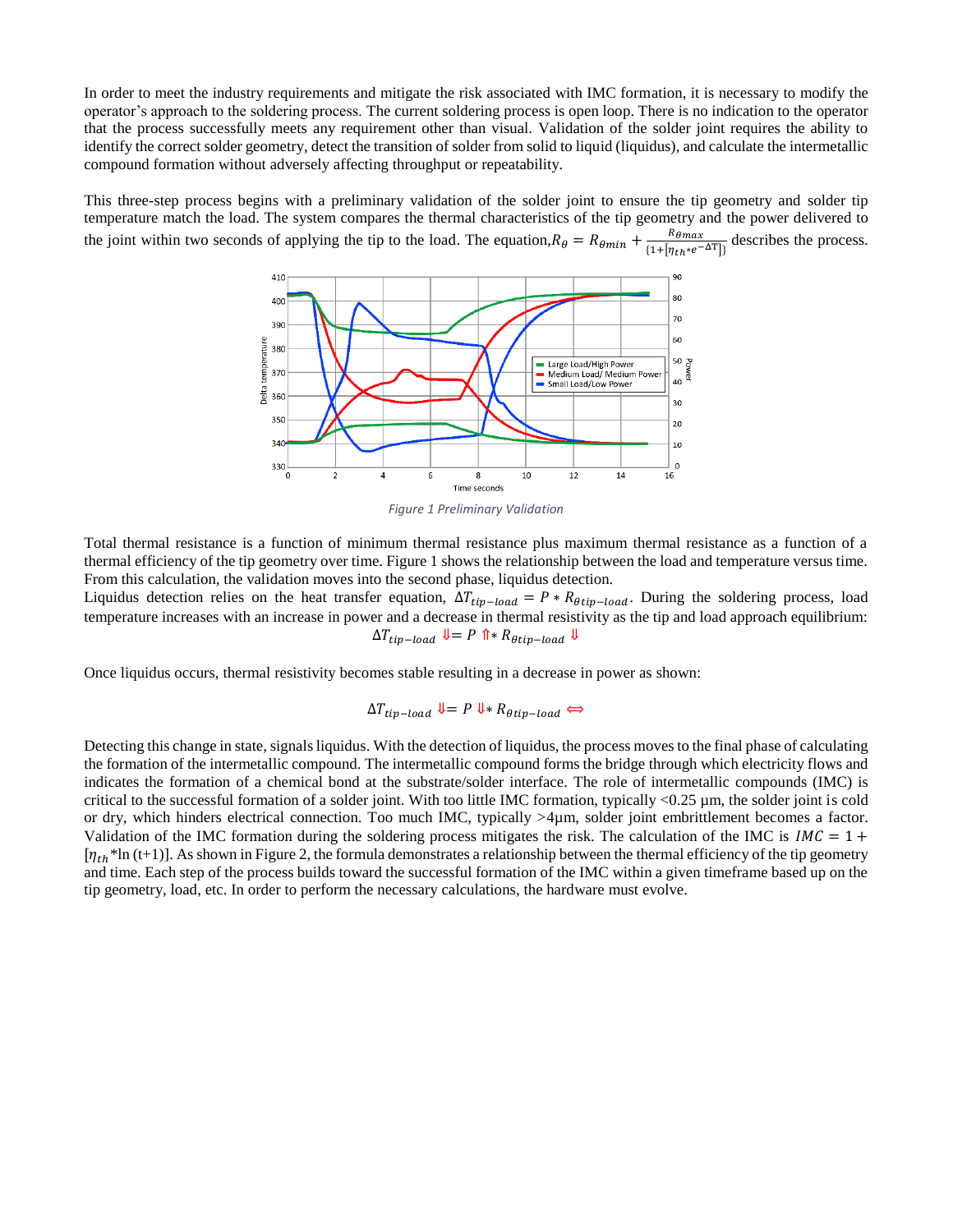In order to meet the industry requirements and mitigate the risk associated with IMC formation, it is necessary to modify the operator's approach to the soldering process. The current soldering process is open loop. There is no indication to the operator that the process successfully meets any requirement other than visual. Validation of the solder joint requires the ability to identify the correct solder geometry, detect the transition of solder from solid to liquid (liquidus), and calculate the intermetallic compound formation without adversely affecting throughput or repeatability.

This three-step process begins with a preliminary validation of the solder joint to ensure the tip geometry and solder tip temperature match the load. The system compares the thermal characteristics of the tip geometry and the power delivered to the joint within two seconds of applying the tip to the load. The equation, $R_\theta = R_{\theta min} + \frac{R_{\theta max}}{\{1+[\eta_{th} * e^{-\Delta T}]\}}$ describes the process.

*Figure 1 Preliminary Validation*

Total thermal resistance is a function of minimum thermal resistance plus maximum thermal resistance as a function of a thermal efficiency of the tip geometry over time. Figure 1 shows the relationship between the load and temperature versus time. From this calculation, the validation moves into the second phase, liquidus detection.

Liquidus detection relies on the heat transfer equation, $\Delta T_{tip-load} = P * R_{\theta tip-load}$. During the soldering process, load temperature increases with an increase in power and a decrease in thermal resistivity as the tip and load approach equilibrium:

$$\Delta T_{tip-load} \Downarrow = P \Uparrow * R_{\theta tip-load} \Downarrow$$

Once liquidus occurs, thermal resistivity becomes stable resulting in a decrease in power as shown:

$$\Delta T_{tip-load} \Downarrow = P \Downarrow * R_{\theta tip-load} \Leftrightarrow$$

Detecting this change in state, signals liquidus. With the detection of liquidus, the process moves to the final phase of calculating the formation of the intermetallic compound. The intermetallic compound forms the bridge through which electricity flows and indicates the formation of a chemical bond at the substrate/solder interface. The role of intermetallic compounds (IMC) is critical to the successful formation of a solder joint. With too little IMC formation, typically <0.25 µm, the solder joint is cold or dry, which hinders electrical connection. Too much IMC, typically >4µm, solder joint embrittlement becomes a factor. Validation of the IMC formation during the soldering process mitigates the risk. The calculation of the IMC is $IMC = 1 + [\eta_{th} * \ln(t+1)]$. As shown in Figure 2, the formula demonstrates a relationship between the thermal efficiency of the tip geometry and time. Each step of the process builds toward the successful formation of the IMC within a given timeframe based up on the tip geometry, load, etc. In order to perform the necessary calculations, the hardware must evolve.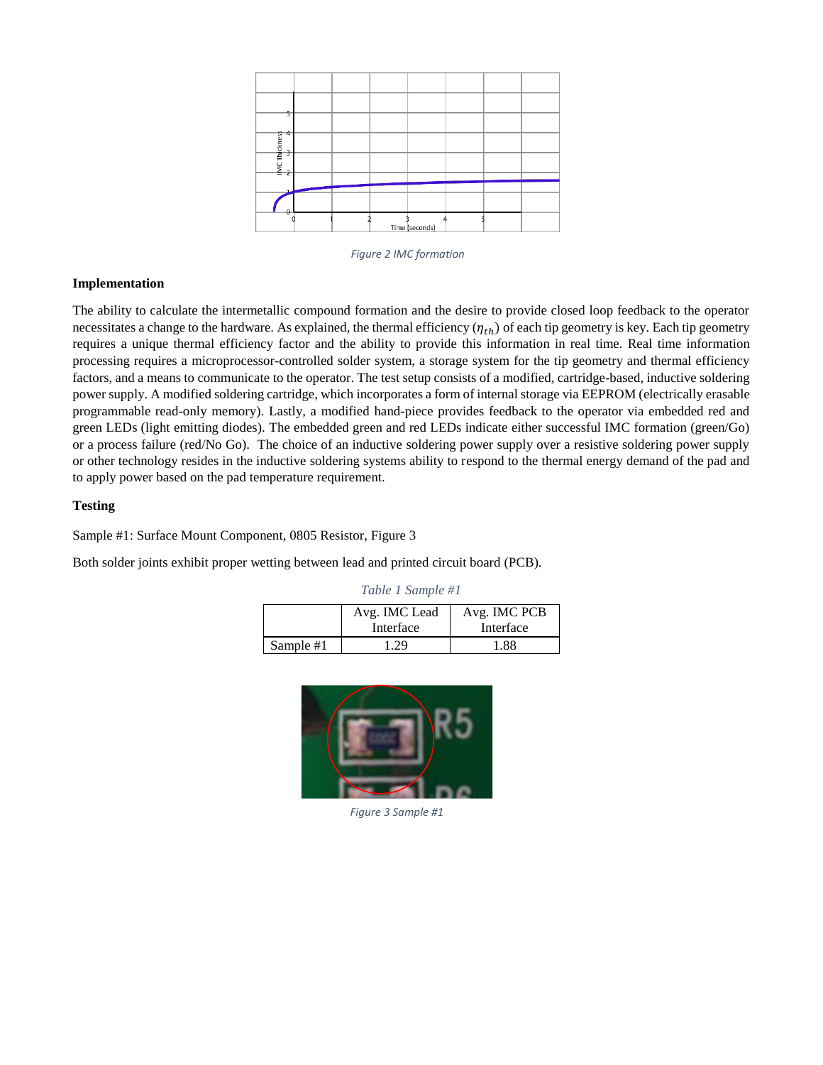Figure 2 IMC formation

**Implementation**

The ability to calculate the intermetallic compound formation and the desire to provide closed loop feedback to the operator necessitates a change to the hardware. As explained, the thermal efficiency ($\eta_{th}$) of each tip geometry is key. Each tip geometry requires a unique thermal efficiency factor and the ability to provide this information in real time. Real time information processing requires a microprocessor-controlled solder system, a storage system for the tip geometry and thermal efficiency factors, and a means to communicate to the operator. The test setup consists of a modified, cartridge-based, inductive soldering power supply. A modified soldering cartridge, which incorporates a form of internal storage via EEPROM (electrically erasable programmable read-only memory). Lastly, a modified hand-piece provides feedback to the operator via embedded red and green LEDs (light emitting diodes). The embedded green and red LEDs indicate either successful IMC formation (green/Go) or a process failure (red/No Go). The choice of an inductive soldering power supply over a resistive soldering power supply or other technology resides in the inductive soldering systems ability to respond to the thermal energy demand of the pad and to apply power based on the pad temperature requirement.

**Testing**

Sample #1: Surface Mount Component, 0805 Resistor, Figure 3

Both solder joints exhibit proper wetting between lead and printed circuit board (PCB).

*Table 1 Sample #1*

| | Avg. IMC Lead Interface | Avg. IMC PCB Interface |
|---|---|---|
| Sample #1 | 1.29 | 1.88 |

Figure 3 Sample #1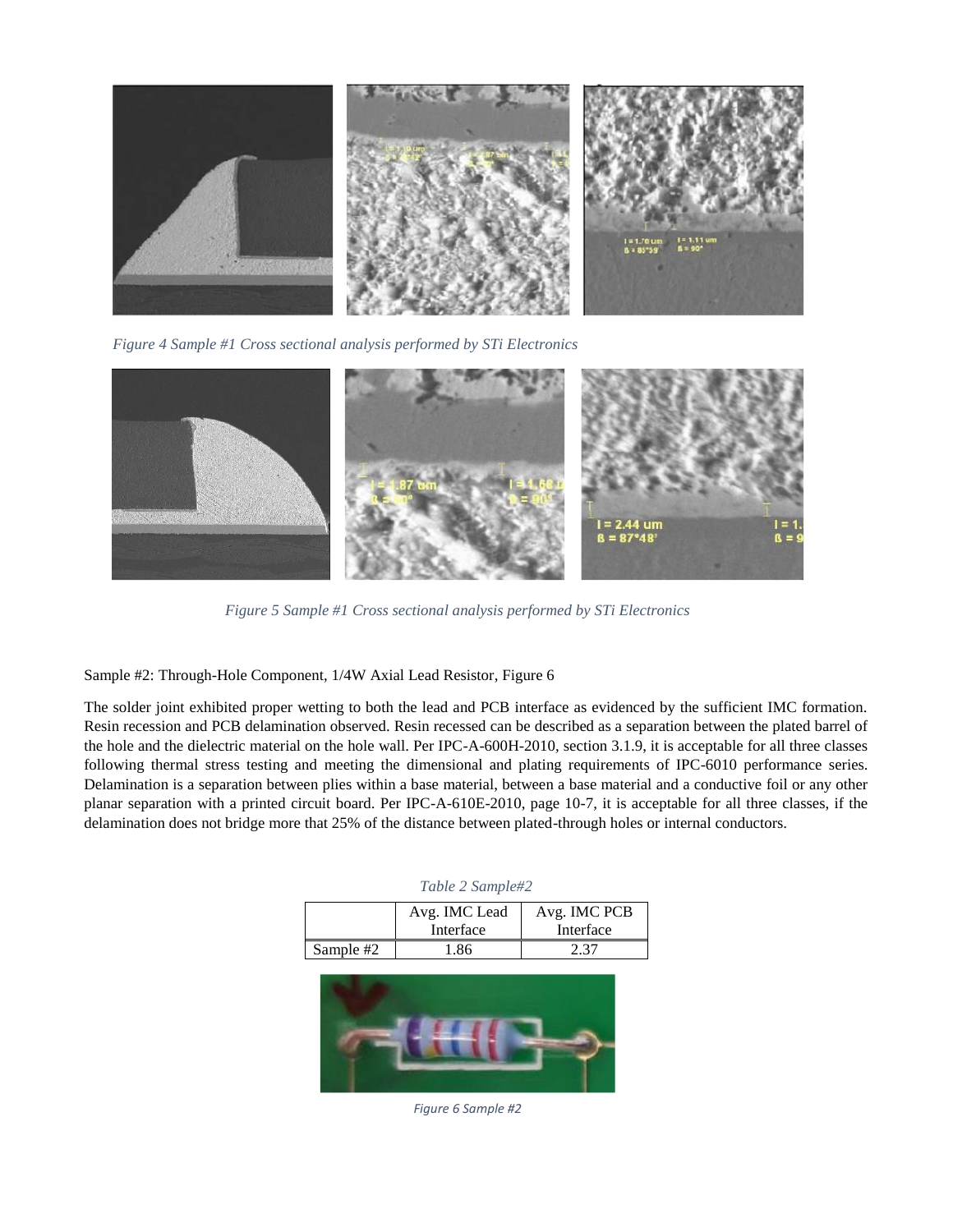*Figure 4 Sample #1 Cross sectional analysis performed by STi Electronics*

*Figure 5 Sample #1 Cross sectional analysis performed by STi Electronics*

Sample #2: Through-Hole Component, 1/4W Axial Lead Resistor, Figure 6

The solder joint exhibited proper wetting to both the lead and PCB interface as evidenced by the sufficient IMC formation. Resin recession and PCB delamination observed. Resin recessed can be described as a separation between the plated barrel of the hole and the dielectric material on the hole wall. Per IPC-A-600H-2010, section 3.1.9, it is acceptable for all three classes following thermal stress testing and meeting the dimensional and plating requirements of IPC-6010 performance series. Delamination is a separation between plies within a base material, between a base material and a conductive foil or any other planar separation with a printed circuit board. Per IPC-A-610E-2010, page 10-7, it is acceptable for all three classes, if the delamination does not bridge more that 25% of the distance between plated-through holes or internal conductors.

*Table 2 Sample#2*

| | Avg. IMC Lead Interface | Avg. IMC PCB Interface |
|---|---|---|
| Sample #2 | 1.86 | 2.37 |

*Figure 6 Sample #2*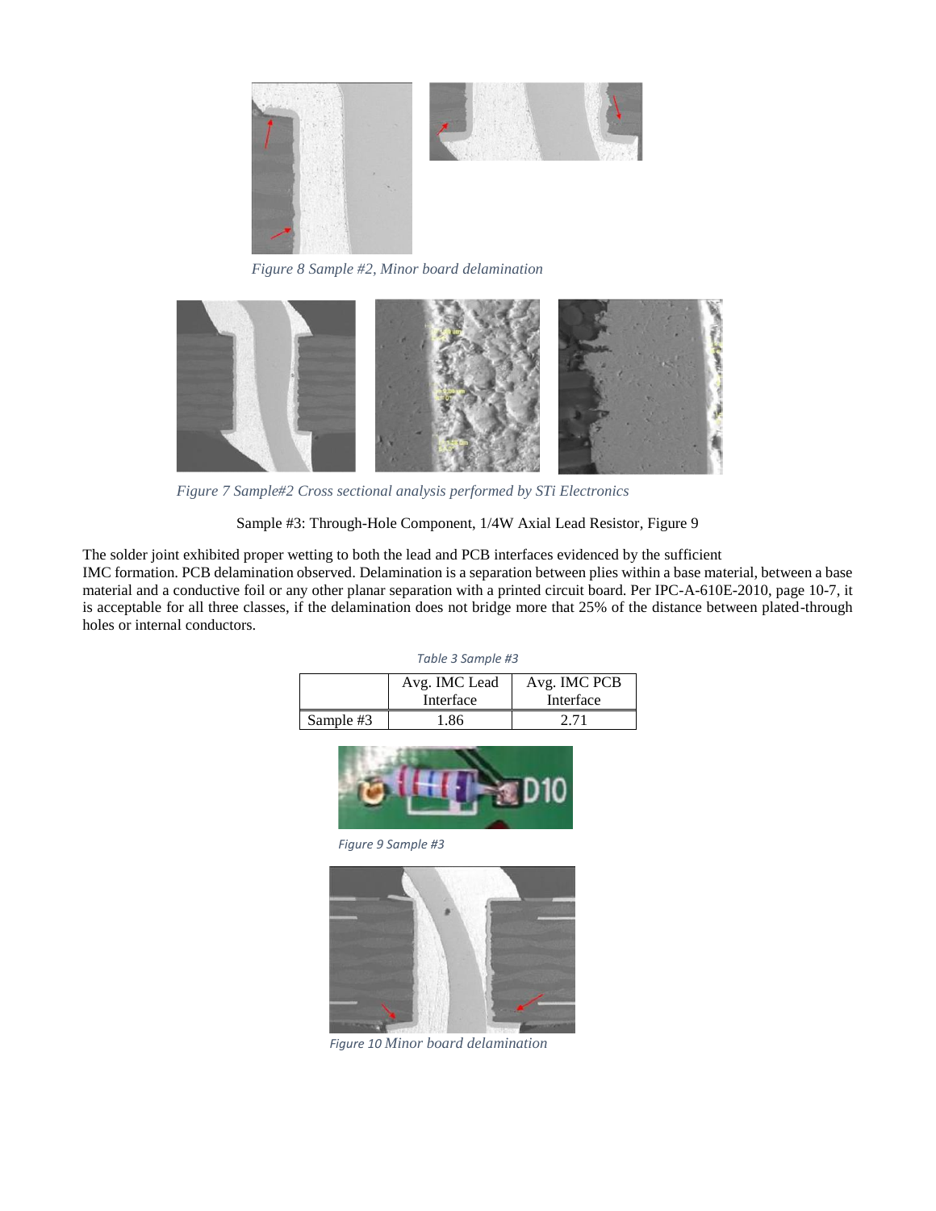*Figure 8 Sample #2, Minor board delamination*

*Figure 7 Sample#2 Cross sectional analysis performed by STi Electronics*

Sample #3: Through-Hole Component, 1/4W Axial Lead Resistor, Figure 9

The solder joint exhibited proper wetting to both the lead and PCB interfaces evidenced by the sufficient IMC formation. PCB delamination observed. Delamination is a separation between plies within a base material, between a base material and a conductive foil or any other planar separation with a printed circuit board. Per IPC-A-610E-2010, page 10-7, it is acceptable for all three classes, if the delamination does not bridge more that 25% of the distance between plated-through holes or internal conductors.

*Table 3 Sample #3*

| | Avg. IMC Lead Interface | Avg. IMC PCB Interface |
|---|---|---|
| Sample #3 | 1.86 | 2.71 |

*Figure 9 Sample #3*

*Figure 10 Minor board delamination*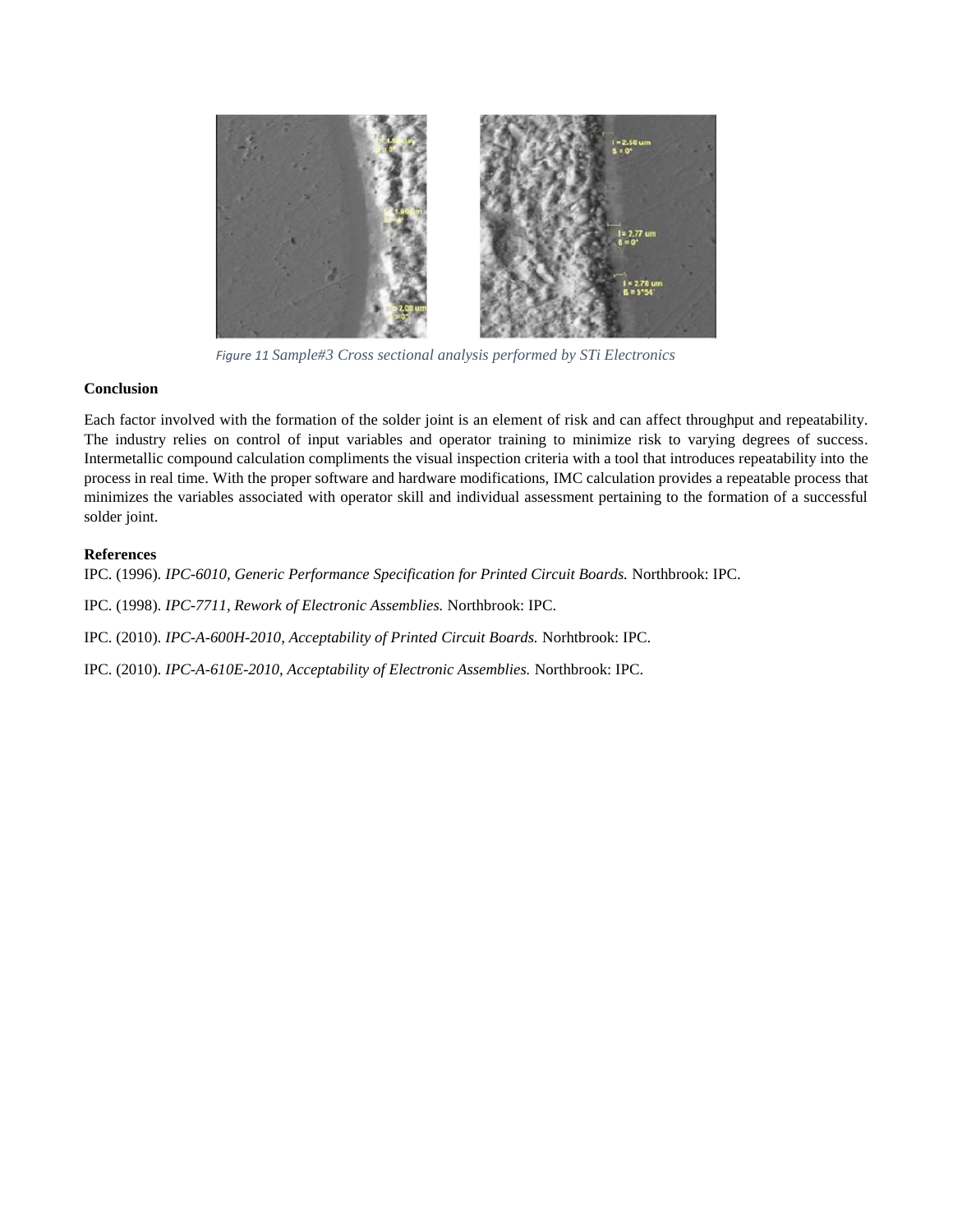*Figure 11 Sample#3 Cross sectional analysis performed by STi Electronics*

**Conclusion**

Each factor involved with the formation of the solder joint is an element of risk and can affect throughput and repeatability. The industry relies on control of input variables and operator training to minimize risk to varying degrees of success. Intermetallic compound calculation compliments the visual inspection criteria with a tool that introduces repeatability into the process in real time. With the proper software and hardware modifications, IMC calculation provides a repeatable process that minimizes the variables associated with operator skill and individual assessment pertaining to the formation of a successful solder joint.

**References**

IPC. (1996). *IPC-6010, Generic Performance Specification for Printed Circuit Boards.* Northbrook: IPC.

IPC. (1998). *IPC-7711, Rework of Electronic Assemblies.* Northbrook: IPC.

IPC. (2010). *IPC-A-600H-2010, Acceptability of Printed Circuit Boards.* Norhtbrook: IPC.

IPC. (2010). *IPC-A-610E-2010, Acceptability of Electronic Assemblies.* Northbrook: IPC.